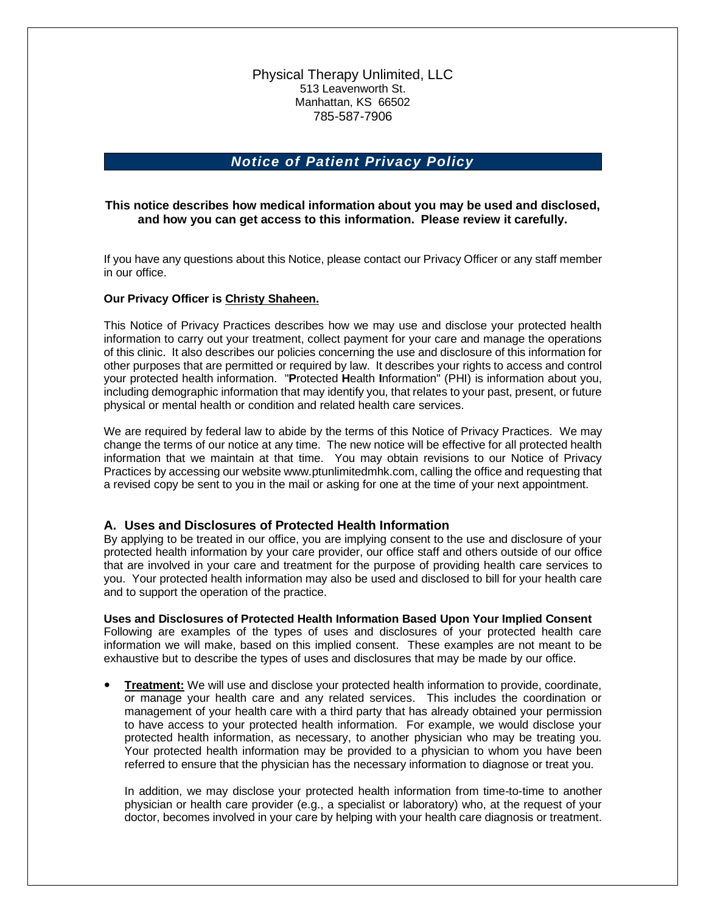Physical Therapy Unlimited, LLC
513 Leavenworth St.
Manhattan, KS 66502
785-587-7906

# *Notice of Patient Privacy Policy*

**This notice describes how medical information about you may be used and disclosed, and how you can get access to this information. Please review it carefully.**

If you have any questions about this Notice, please contact our Privacy Officer or any staff member in our office.

**Our Privacy Officer is <u>Christy Shaheen.</u>**

This Notice of Privacy Practices describes how we may use and disclose your protected health information to carry out your treatment, collect payment for your care and manage the operations of this clinic. It also describes our policies concerning the use and disclosure of this information for other purposes that are permitted or required by law. It describes your rights to access and control your protected health information. "**P**rotected **H**ealth **I**nformation" (PHI) is information about you, including demographic information that may identify you, that relates to your past, present, or future physical or mental health or condition and related health care services.

We are required by federal law to abide by the terms of this Notice of Privacy Practices. We may change the terms of our notice at any time. The new notice will be effective for all protected health information that we maintain at that time. You may obtain revisions to our Notice of Privacy Practices by accessing our website www.ptunlimitedmhk.com, calling the office and requesting that a revised copy be sent to you in the mail or asking for one at the time of your next appointment.

## A. Uses and Disclosures of Protected Health Information

By applying to be treated in our office, you are implying consent to the use and disclosure of your protected health information by your care provider, our office staff and others outside of our office that are involved in your care and treatment for the purpose of providing health care services to you. Your protected health information may also be used and disclosed to bill for your health care and to support the operation of the practice.

**Uses and Disclosures of Protected Health Information Based Upon Your Implied Consent**
Following are examples of the types of uses and disclosures of your protected health care information we will make, based on this implied consent. These examples are not meant to be exhaustive but to describe the types of uses and disclosures that may be made by our office.

- **<u>Treatment:</u>** We will use and disclose your protected health information to provide, coordinate, or manage your health care and any related services. This includes the coordination or management of your health care with a third party that has already obtained your permission to have access to your protected health information. For example, we would disclose your protected health information, as necessary, to another physician who may be treating you. Your protected health information may be provided to a physician to whom you have been referred to ensure that the physician has the necessary information to diagnose or treat you.

  In addition, we may disclose your protected health information from time-to-time to another physician or health care provider (e.g., a specialist or laboratory) who, at the request of your doctor, becomes involved in your care by helping with your health care diagnosis or treatment.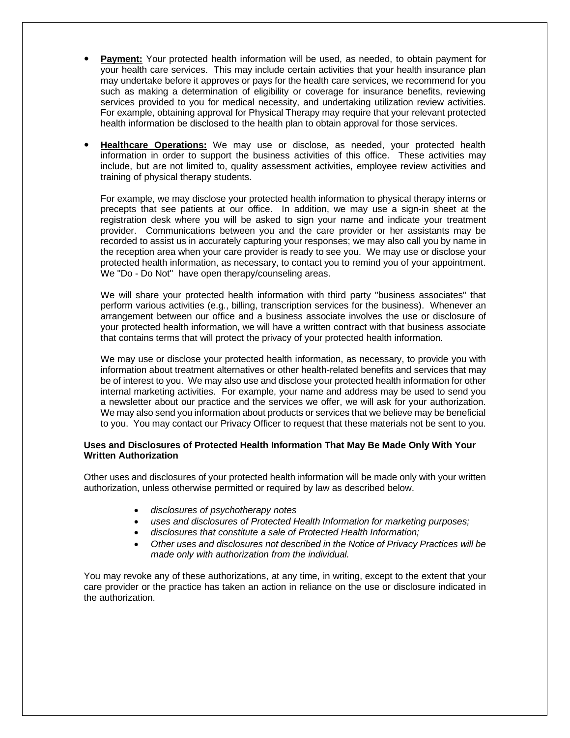- **Payment:** Your protected health information will be used, as needed, to obtain payment for your health care services. This may include certain activities that your health insurance plan may undertake before it approves or pays for the health care services, we recommend for you such as making a determination of eligibility or coverage for insurance benefits, reviewing services provided to you for medical necessity, and undertaking utilization review activities. For example, obtaining approval for Physical Therapy may require that your relevant protected health information be disclosed to the health plan to obtain approval for those services.

- **Healthcare Operations:** We may use or disclose, as needed, your protected health information in order to support the business activities of this office. These activities may include, but are not limited to, quality assessment activities, employee review activities and training of physical therapy students.

  For example, we may disclose your protected health information to physical therapy interns or precepts that see patients at our office. In addition, we may use a sign-in sheet at the registration desk where you will be asked to sign your name and indicate your treatment provider. Communications between you and the care provider or her assistants may be recorded to assist us in accurately capturing your responses; we may also call you by name in the reception area when your care provider is ready to see you. We may use or disclose your protected health information, as necessary, to contact you to remind you of your appointment. We "Do - Do Not" have open therapy/counseling areas.

  We will share your protected health information with third party "business associates" that perform various activities (e.g., billing, transcription services for the business). Whenever an arrangement between our office and a business associate involves the use or disclosure of your protected health information, we will have a written contract with that business associate that contains terms that will protect the privacy of your protected health information.

  We may use or disclose your protected health information, as necessary, to provide you with information about treatment alternatives or other health-related benefits and services that may be of interest to you. We may also use and disclose your protected health information for other internal marketing activities. For example, your name and address may be used to send you a newsletter about our practice and the services we offer, we will ask for your authorization. We may also send you information about products or services that we believe may be beneficial to you. You may contact our Privacy Officer to request that these materials not be sent to you.

**Uses and Disclosures of Protected Health Information That May Be Made Only With Your Written Authorization**

Other uses and disclosures of your protected health information will be made only with your written authorization, unless otherwise permitted or required by law as described below.

- *disclosures of psychotherapy notes*
- *uses and disclosures of Protected Health Information for marketing purposes;*
- *disclosures that constitute a sale of Protected Health Information;*
- *Other uses and disclosures not described in the Notice of Privacy Practices will be made only with authorization from the individual.*

You may revoke any of these authorizations, at any time, in writing, except to the extent that your care provider or the practice has taken an action in reliance on the use or disclosure indicated in the authorization.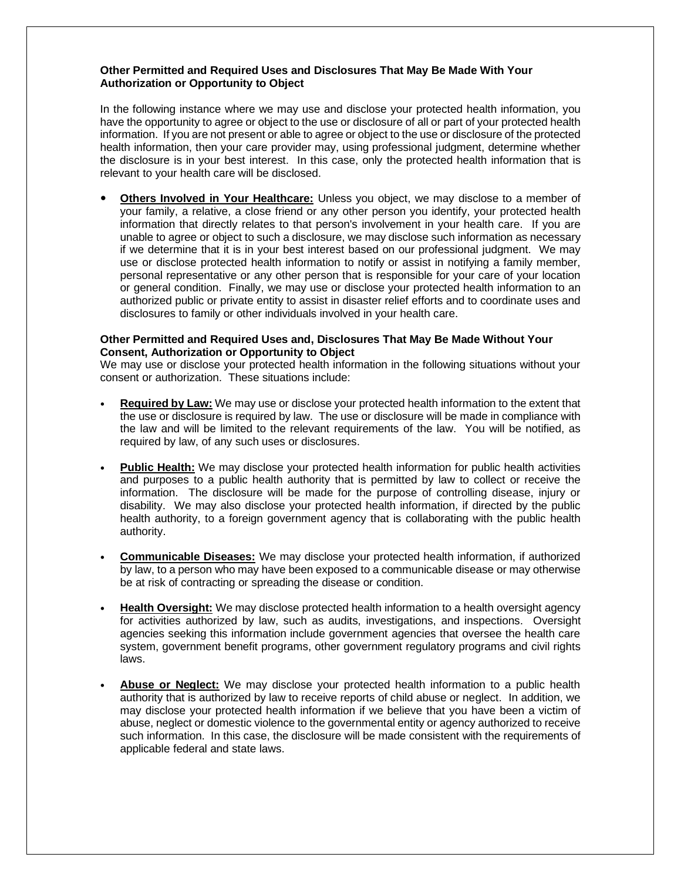**Other Permitted and Required Uses and Disclosures That May Be Made With Your Authorization or Opportunity to Object**

In the following instance where we may use and disclose your protected health information, you have the opportunity to agree or object to the use or disclosure of all or part of your protected health information. If you are not present or able to agree or object to the use or disclosure of the protected health information, then your care provider may, using professional judgment, determine whether the disclosure is in your best interest. In this case, only the protected health information that is relevant to your health care will be disclosed.

- **Others Involved in Your Healthcare:** Unless you object, we may disclose to a member of your family, a relative, a close friend or any other person you identify, your protected health information that directly relates to that person's involvement in your health care. If you are unable to agree or object to such a disclosure, we may disclose such information as necessary if we determine that it is in your best interest based on our professional judgment. We may use or disclose protected health information to notify or assist in notifying a family member, personal representative or any other person that is responsible for your care of your location or general condition. Finally, we may use or disclose your protected health information to an authorized public or private entity to assist in disaster relief efforts and to coordinate uses and disclosures to family or other individuals involved in your health care.

**Other Permitted and Required Uses and, Disclosures That May Be Made Without Your Consent, Authorization or Opportunity to Object**

We may use or disclose your protected health information in the following situations without your consent or authorization. These situations include:

- **Required by Law:** We may use or disclose your protected health information to the extent that the use or disclosure is required by law. The use or disclosure will be made in compliance with the law and will be limited to the relevant requirements of the law. You will be notified, as required by law, of any such uses or disclosures.

- **Public Health:** We may disclose your protected health information for public health activities and purposes to a public health authority that is permitted by law to collect or receive the information. The disclosure will be made for the purpose of controlling disease, injury or disability. We may also disclose your protected health information, if directed by the public health authority, to a foreign government agency that is collaborating with the public health authority.

- **Communicable Diseases:** We may disclose your protected health information, if authorized by law, to a person who may have been exposed to a communicable disease or may otherwise be at risk of contracting or spreading the disease or condition.

- **Health Oversight:** We may disclose protected health information to a health oversight agency for activities authorized by law, such as audits, investigations, and inspections. Oversight agencies seeking this information include government agencies that oversee the health care system, government benefit programs, other government regulatory programs and civil rights laws.

- **Abuse or Neglect:** We may disclose your protected health information to a public health authority that is authorized by law to receive reports of child abuse or neglect. In addition, we may disclose your protected health information if we believe that you have been a victim of abuse, neglect or domestic violence to the governmental entity or agency authorized to receive such information. In this case, the disclosure will be made consistent with the requirements of applicable federal and state laws.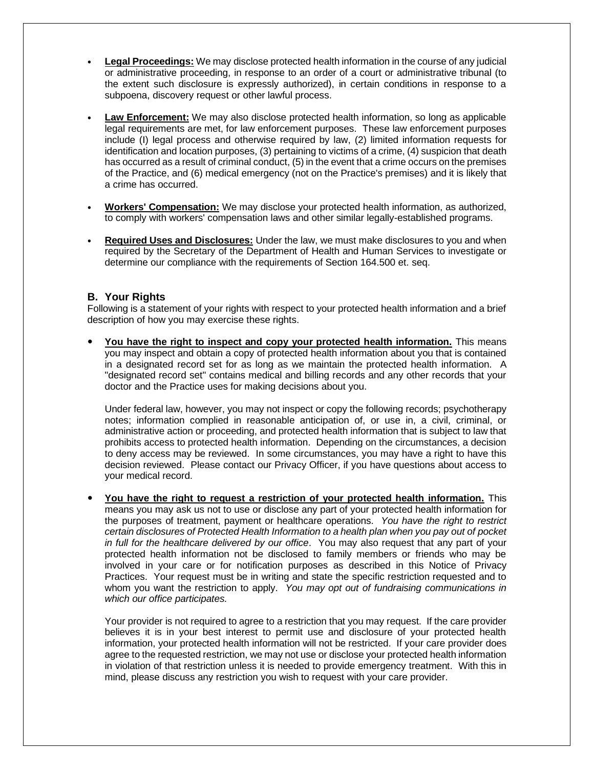- **Legal Proceedings:** We may disclose protected health information in the course of any judicial or administrative proceeding, in response to an order of a court or administrative tribunal (to the extent such disclosure is expressly authorized), in certain conditions in response to a subpoena, discovery request or other lawful process.

- **Law Enforcement:** We may also disclose protected health information, so long as applicable legal requirements are met, for law enforcement purposes. These law enforcement purposes include (I) legal process and otherwise required by law, (2) limited information requests for identification and location purposes, (3) pertaining to victims of a crime, (4) suspicion that death has occurred as a result of criminal conduct, (5) in the event that a crime occurs on the premises of the Practice, and (6) medical emergency (not on the Practice's premises) and it is likely that a crime has occurred.

- **Workers' Compensation:** We may disclose your protected health information, as authorized, to comply with workers' compensation laws and other similar legally-established programs.

- **Required Uses and Disclosures:** Under the law, we must make disclosures to you and when required by the Secretary of the Department of Health and Human Services to investigate or determine our compliance with the requirements of Section 164.500 et. seq.

## B. Your Rights

Following is a statement of your rights with respect to your protected health information and a brief description of how you may exercise these rights.

- **You have the right to inspect and copy your protected health information.** This means you may inspect and obtain a copy of protected health information about you that is contained in a designated record set for as long as we maintain the protected health information. A "designated record set" contains medical and billing records and any other records that your doctor and the Practice uses for making decisions about you.

  Under federal law, however, you may not inspect or copy the following records; psychotherapy notes; information complied in reasonable anticipation of, or use in, a civil, criminal, or administrative action or proceeding, and protected health information that is subject to law that prohibits access to protected health information. Depending on the circumstances, a decision to deny access may be reviewed. In some circumstances, you may have a right to have this decision reviewed. Please contact our Privacy Officer, if you have questions about access to your medical record.

- **You have the right to request a restriction of your protected health information.** This means you may ask us not to use or disclose any part of your protected health information for the purposes of treatment, payment or healthcare operations. *You have the right to restrict certain disclosures of Protected Health Information to a health plan when you pay out of pocket in full for the healthcare delivered by our office*. You may also request that any part of your protected health information not be disclosed to family members or friends who may be involved in your care or for notification purposes as described in this Notice of Privacy Practices. Your request must be in writing and state the specific restriction requested and to whom you want the restriction to apply. *You may opt out of fundraising communications in which our office participates.*

  Your provider is not required to agree to a restriction that you may request. If the care provider believes it is in your best interest to permit use and disclosure of your protected health information, your protected health information will not be restricted. If your care provider does agree to the requested restriction, we may not use or disclose your protected health information in violation of that restriction unless it is needed to provide emergency treatment. With this in mind, please discuss any restriction you wish to request with your care provider.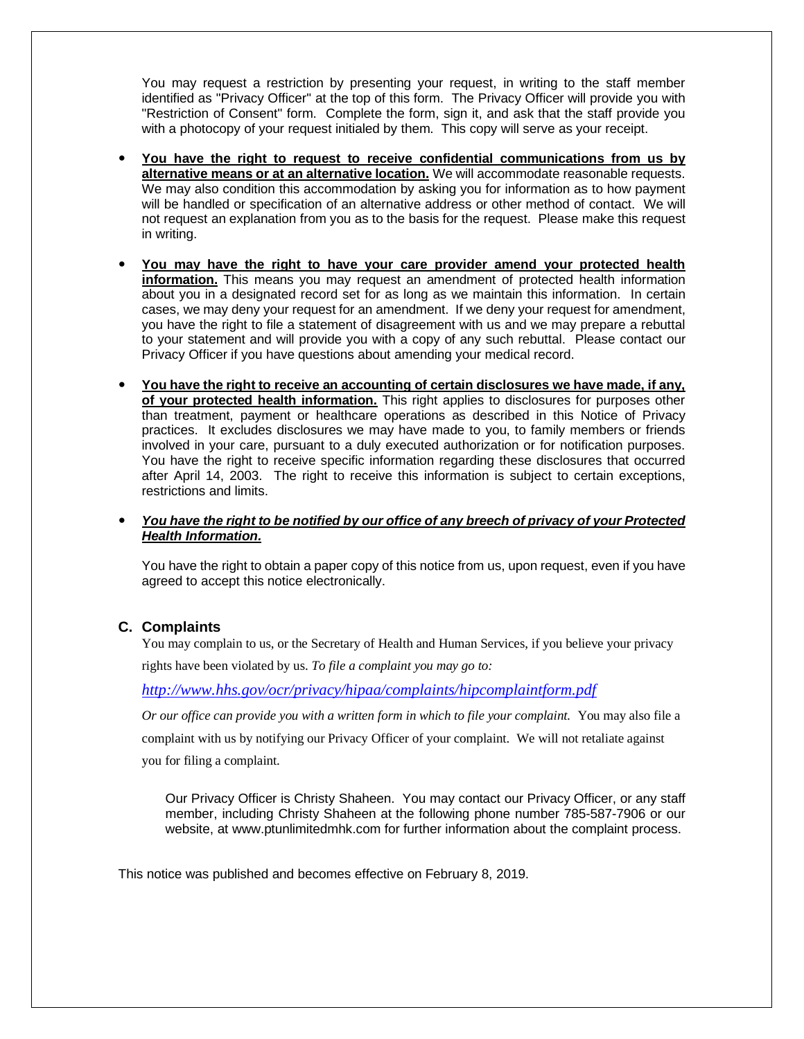You may request a restriction by presenting your request, in writing to the staff member identified as "Privacy Officer" at the top of this form. The Privacy Officer will provide you with "Restriction of Consent" form. Complete the form, sign it, and ask that the staff provide you with a photocopy of your request initialed by them. This copy will serve as your receipt.

- **You have the right to request to receive confidential communications from us by alternative means or at an alternative location.** We will accommodate reasonable requests. We may also condition this accommodation by asking you for information as to how payment will be handled or specification of an alternative address or other method of contact. We will not request an explanation from you as to the basis for the request. Please make this request in writing.

- **You may have the right to have your care provider amend your protected health information.** This means you may request an amendment of protected health information about you in a designated record set for as long as we maintain this information. In certain cases, we may deny your request for an amendment. If we deny your request for amendment, you have the right to file a statement of disagreement with us and we may prepare a rebuttal to your statement and will provide you with a copy of any such rebuttal. Please contact our Privacy Officer if you have questions about amending your medical record.

- **You have the right to receive an accounting of certain disclosures we have made, if any, of your protected health information.** This right applies to disclosures for purposes other than treatment, payment or healthcare operations as described in this Notice of Privacy practices. It excludes disclosures we may have made to you, to family members or friends involved in your care, pursuant to a duly executed authorization or for notification purposes. You have the right to receive specific information regarding these disclosures that occurred after April 14, 2003. The right to receive this information is subject to certain exceptions, restrictions and limits.

- ***You have the right to be notified by our office of any breech of privacy of your Protected Health Information.***

  You have the right to obtain a paper copy of this notice from us, upon request, even if you have agreed to accept this notice electronically.

## C. Complaints

You may complain to us, or the Secretary of Health and Human Services, if you believe your privacy rights have been violated by us. *To file a complaint you may go to:*

*http://www.hhs.gov/ocr/privacy/hipaa/complaints/hipcomplaintform.pdf*

*Or our office can provide you with a written form in which to file your complaint.* You may also file a complaint with us by notifying our Privacy Officer of your complaint. We will not retaliate against you for filing a complaint.

Our Privacy Officer is Christy Shaheen. You may contact our Privacy Officer, or any staff member, including Christy Shaheen at the following phone number 785-587-7906 or our website, at www.ptunlimitedmhk.com for further information about the complaint process.

This notice was published and becomes effective on February 8, 2019.